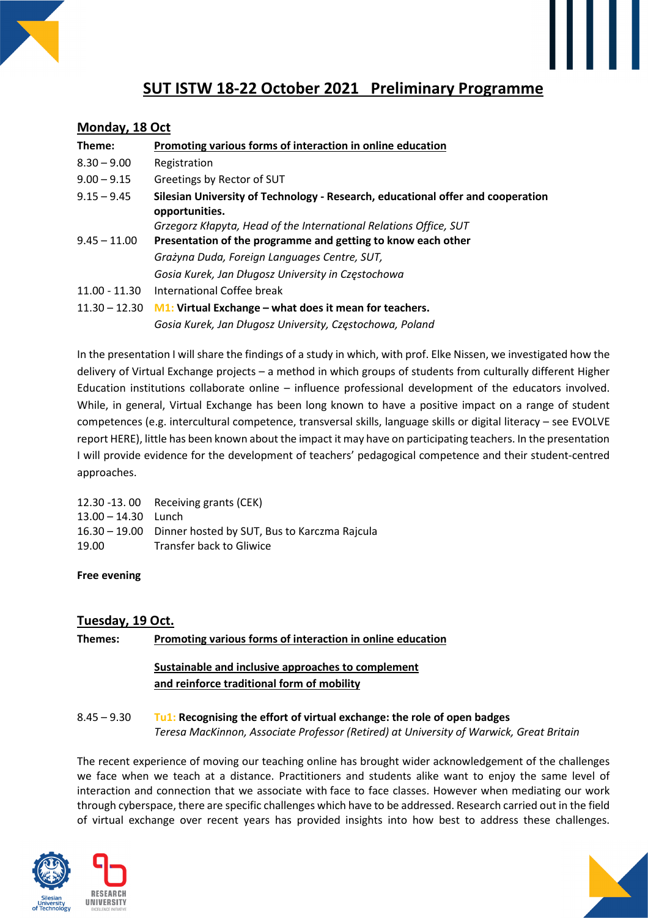# SUT ISTW 18-22 October 2021 Preliminary Programme

## Monday, 18 Oct

**Theme:** **Promoting various forms of interaction in online education**

| | |
|---|---|
| 8.30 – 9.00 | Registration |
| 9.00 – 9.15 | Greetings by Rector of SUT |
| 9.15 – 9.45 | **Silesian University of Technology - Research, educational offer and cooperation opportunities.**<br>*Grzegorz Kłapyta, Head of the International Relations Office, SUT* |
| 9.45 – 11.00 | **Presentation of the programme and getting to know each other**<br>*Grażyna Duda, Foreign Languages Centre, SUT,*<br>*Gosia Kurek, Jan Długosz University in Częstochowa* |
| 11.00 - 11.30 | International Coffee break |
| 11.30 – 12.30 | M1: **Virtual Exchange – what does it mean for teachers.**<br>*Gosia Kurek, Jan Długosz University, Częstochowa, Poland* |

In the presentation I will share the findings of a study in which, with prof. Elke Nissen, we investigated how the delivery of Virtual Exchange projects – a method in which groups of students from culturally different Higher Education institutions collaborate online – influence professional development of the educators involved. While, in general, Virtual Exchange has been long known to have a positive impact on a range of student competences (e.g. intercultural competence, transversal skills, language skills or digital literacy – see EVOLVE report HERE), little has been known about the impact it may have on participating teachers. In the presentation I will provide evidence for the development of teachers' pedagogical competence and their student-centred approaches.

| | |
|---|---|
| 12.30 -13. 00 | Receiving grants (CEK) |
| 13.00 – 14.30 | Lunch |
| 16.30 – 19.00 | Dinner hosted by SUT, Bus to Karczma Rajcula |
| 19.00 | Transfer back to Gliwice |

**Free evening**

## Tuesday, 19 Oct.

**Themes:** **Promoting various forms of interaction in online education**

**Sustainable and inclusive approaches to complement and reinforce traditional form of mobility**

8.45 – 9.30 Tu1: **Recognising the effort of virtual exchange: the role of open badges**
*Teresa MacKinnon, Associate Professor (Retired) at University of Warwick, Great Britain*

The recent experience of moving our teaching online has brought wider acknowledgement of the challenges we face when we teach at a distance. Practitioners and students alike want to enjoy the same level of interaction and connection that we associate with face to face classes. However when mediating our work through cyberspace, there are specific challenges which have to be addressed. Research carried out in the field of virtual exchange over recent years has provided insights into how best to address these challenges.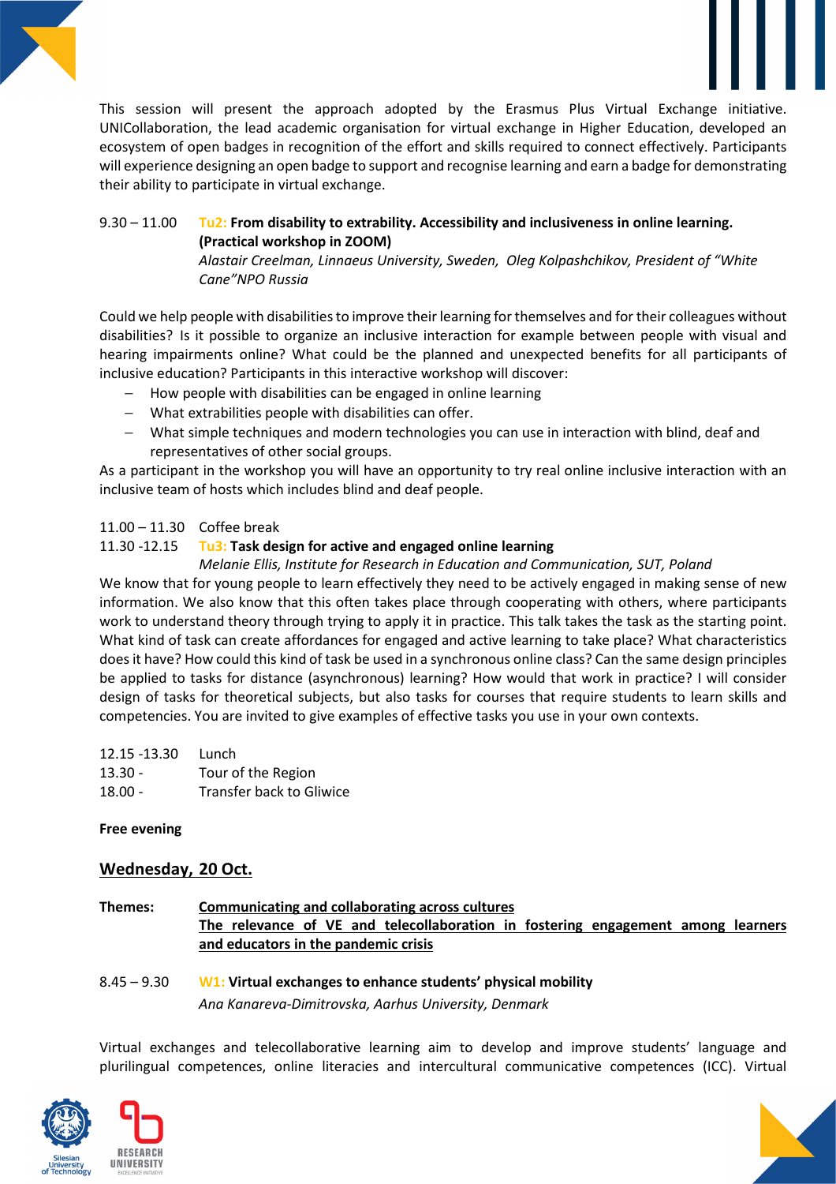This session will present the approach adopted by the Erasmus Plus Virtual Exchange initiative. UNICollaboration, the lead academic organisation for virtual exchange in Higher Education, developed an ecosystem of open badges in recognition of the effort and skills required to connect effectively. Participants will experience designing an open badge to support and recognise learning and earn a badge for demonstrating their ability to participate in virtual exchange.

9.30 – 11.00 **Tu2: From disability to extrability. Accessibility and inclusiveness in online learning. (Practical workshop in ZOOM)**
*Alastair Creelman, Linnaeus University, Sweden, Oleg Kolpashchikov, President of "White Cane"NPO Russia*

Could we help people with disabilities to improve their learning for themselves and for their colleagues without disabilities? Is it possible to organize an inclusive interaction for example between people with visual and hearing impairments online? What could be the planned and unexpected benefits for all participants of inclusive education? Participants in this interactive workshop will discover:

- How people with disabilities can be engaged in online learning
- What extrabilities people with disabilities can offer.
- What simple techniques and modern technologies you can use in interaction with blind, deaf and representatives of other social groups.

As a participant in the workshop you will have an opportunity to try real online inclusive interaction with an inclusive team of hosts which includes blind and deaf people.

11.00 – 11.30 Coffee break

11.30 -12.15 **Tu3: Task design for active and engaged online learning**
*Melanie Ellis, Institute for Research in Education and Communication, SUT, Poland*

We know that for young people to learn effectively they need to be actively engaged in making sense of new information. We also know that this often takes place through cooperating with others, where participants work to understand theory through trying to apply it in practice. This talk takes the task as the starting point. What kind of task can create affordances for engaged and active learning to take place? What characteristics does it have? How could this kind of task be used in a synchronous online class? Can the same design principles be applied to tasks for distance (asynchronous) learning? How would that work in practice? I will consider design of tasks for theoretical subjects, but also tasks for courses that require students to learn skills and competencies. You are invited to give examples of effective tasks you use in your own contexts.

12.15 -13.30 Lunch
13.30 - Tour of the Region
18.00 - Transfer back to Gliwice

**Free evening**

## Wednesday, 20 Oct.

**Themes:** **Communicating and collaborating across cultures**
**The relevance of VE and telecollaboration in fostering engagement among learners and educators in the pandemic crisis**

8.45 – 9.30 **W1: Virtual exchanges to enhance students' physical mobility**
*Ana Kanareva-Dimitrovska, Aarhus University, Denmark*

Virtual exchanges and telecollaborative learning aim to develop and improve students' language and plurilingual competences, online literacies and intercultural communicative competences (ICC). Virtual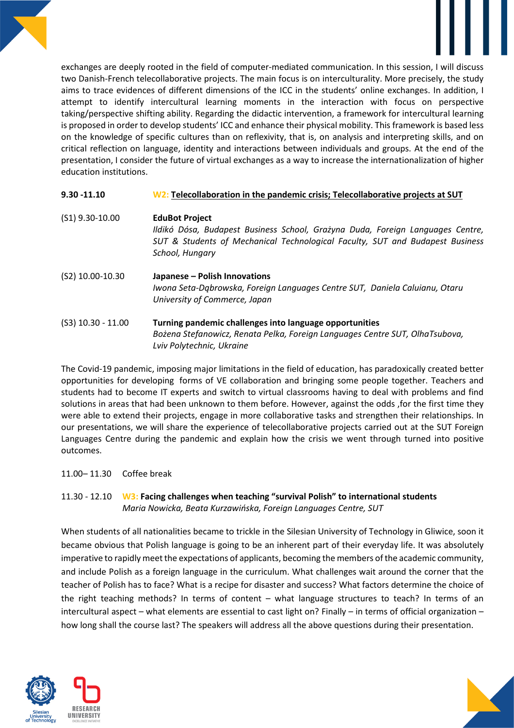exchanges are deeply rooted in the field of computer-mediated communication. In this session, I will discuss two Danish-French telecollaborative projects. The main focus is on interculturality. More precisely, the study aims to trace evidences of different dimensions of the ICC in the students' online exchanges. In addition, I attempt to identify intercultural learning moments in the interaction with focus on perspective taking/perspective shifting ability. Regarding the didactic intervention, a framework for intercultural learning is proposed in order to develop students' ICC and enhance their physical mobility. This framework is based less on the knowledge of specific cultures than on reflexivity, that is, on analysis and interpreting skills, and on critical reflection on language, identity and interactions between individuals and groups. At the end of the presentation, I consider the future of virtual exchanges as a way to increase the internationalization of higher education institutions.

**9.30 -11.10** **W2: Telecollaboration in the pandemic crisis; Telecollaborative projects at SUT**

(S1) 9.30-10.00 **EduBot Project**
*Ildikó Dósa, Budapest Business School, Grażyna Duda, Foreign Languages Centre, SUT & Students of Mechanical Technological Faculty, SUT and Budapest Business School, Hungary*

(S2) 10.00-10.30 **Japanese – Polish Innovations**
*Iwona Seta-Dąbrowska, Foreign Languages Centre SUT, Daniela Caluianu, Otaru University of Commerce, Japan*

(S3) 10.30 - 11.00 **Turning pandemic challenges into language opportunities**
*Bożena Stefanowicz, Renata Pelka, Foreign Languages Centre SUT, OlhaTsubova, Lviv Polytechnic, Ukraine*

The Covid-19 pandemic, imposing major limitations in the field of education, has paradoxically created better opportunities for developing forms of VE collaboration and bringing some people together. Teachers and students had to become IT experts and switch to virtual classrooms having to deal with problems and find solutions in areas that had been unknown to them before. However, against the odds ,for the first time they were able to extend their projects, engage in more collaborative tasks and strengthen their relationships. In our presentations, we will share the experience of telecollaborative projects carried out at the SUT Foreign Languages Centre during the pandemic and explain how the crisis we went through turned into positive outcomes.

11.00– 11.30 Coffee break

11.30 - 12.10 **W3: Facing challenges when teaching "survival Polish" to international students**
*Maria Nowicka, Beata Kurzawińska, Foreign Languages Centre, SUT*

When students of all nationalities became to trickle in the Silesian University of Technology in Gliwice, soon it became obvious that Polish language is going to be an inherent part of their everyday life. It was absolutely imperative to rapidly meet the expectations of applicants, becoming the members of the academic community, and include Polish as a foreign language in the curriculum. What challenges wait around the corner that the teacher of Polish has to face? What is a recipe for disaster and success? What factors determine the choice of the right teaching methods? In terms of content – what language structures to teach? In terms of an intercultural aspect – what elements are essential to cast light on? Finally – in terms of official organization – how long shall the course last? The speakers will address all the above questions during their presentation.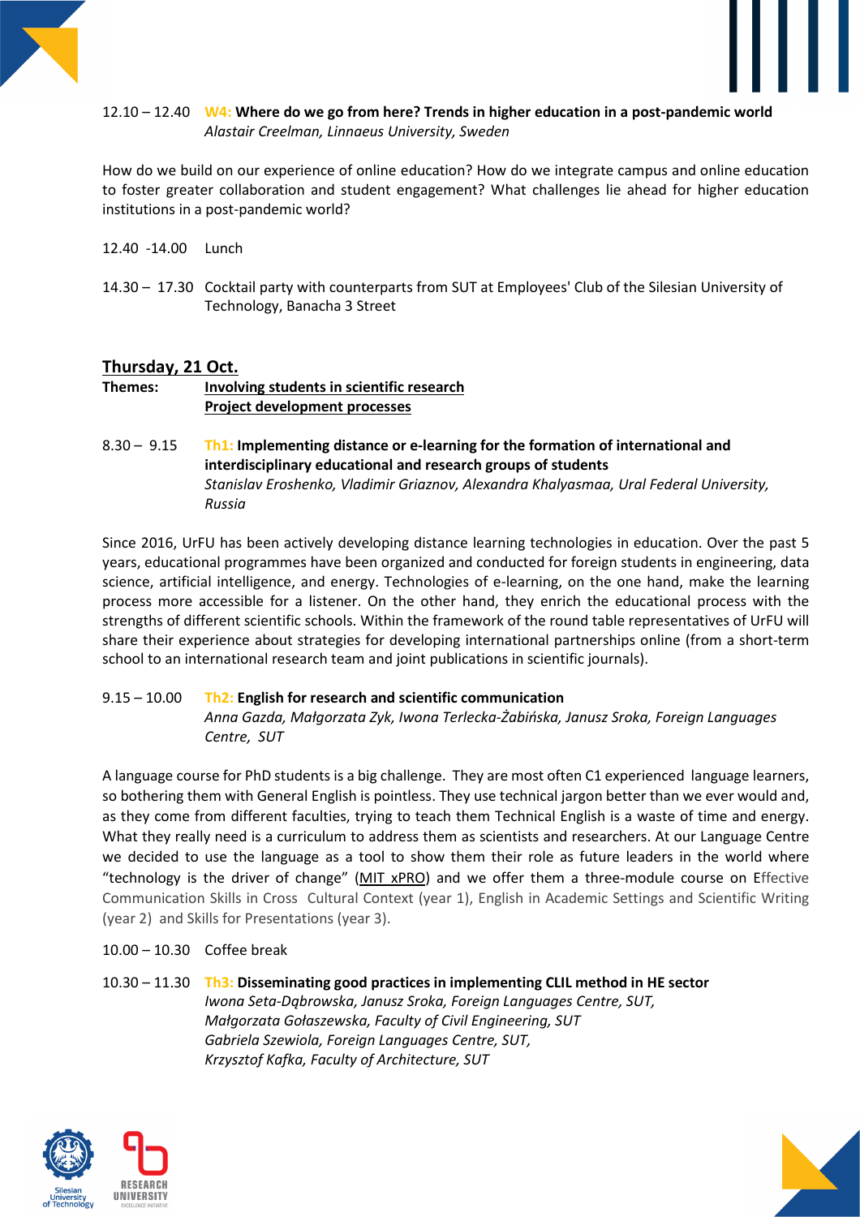12.10 – 12.40 **W4: Where do we go from here? Trends in higher education in a post-pandemic world**
*Alastair Creelman, Linnaeus University, Sweden*

How do we build on our experience of online education? How do we integrate campus and online education to foster greater collaboration and student engagement? What challenges lie ahead for higher education institutions in a post-pandemic world?

12.40 -14.00 Lunch

14.30 – 17.30 Cocktail party with counterparts from SUT at Employees' Club of the Silesian University of Technology, Banacha 3 Street

## Thursday, 21 Oct.

**Themes:** **Involving students in scientific research**
**Project development processes**

8.30 – 9.15 **Th1: Implementing distance or e-learning for the formation of international and interdisciplinary educational and research groups of students**
*Stanislav Eroshenko, Vladimir Griaznov, Alexandra Khalyasmaa, Ural Federal University, Russia*

Since 2016, UrFU has been actively developing distance learning technologies in education. Over the past 5 years, educational programmes have been organized and conducted for foreign students in engineering, data science, artificial intelligence, and energy. Technologies of e-learning, on the one hand, make the learning process more accessible for a listener. On the other hand, they enrich the educational process with the strengths of different scientific schools. Within the framework of the round table representatives of UrFU will share their experience about strategies for developing international partnerships online (from a short-term school to an international research team and joint publications in scientific journals).

9.15 – 10.00 **Th2: English for research and scientific communication**
*Anna Gazda, Małgorzata Zyk, Iwona Terlecka-Żabińska, Janusz Sroka, Foreign Languages Centre, SUT*

A language course for PhD students is a big challenge. They are most often C1 experienced language learners, so bothering them with General English is pointless. They use technical jargon better than we ever would and, as they come from different faculties, trying to teach them Technical English is a waste of time and energy. What they really need is a curriculum to address them as scientists and researchers. At our Language Centre we decided to use the language as a tool to show them their role as future leaders in the world where "technology is the driver of change" (MIT xPRO) and we offer them a three-module course on Effective Communication Skills in Cross Cultural Context (year 1), English in Academic Settings and Scientific Writing (year 2) and Skills for Presentations (year 3).

10.00 – 10.30 Coffee break

10.30 – 11.30 **Th3: Disseminating good practices in implementing CLIL method in HE sector**
*Iwona Seta-Dąbrowska, Janusz Sroka, Foreign Languages Centre, SUT,*
*Małgorzata Gołaszewska, Faculty of Civil Engineering, SUT*
*Gabriela Szewiola, Foreign Languages Centre, SUT,*
*Krzysztof Kafka, Faculty of Architecture, SUT*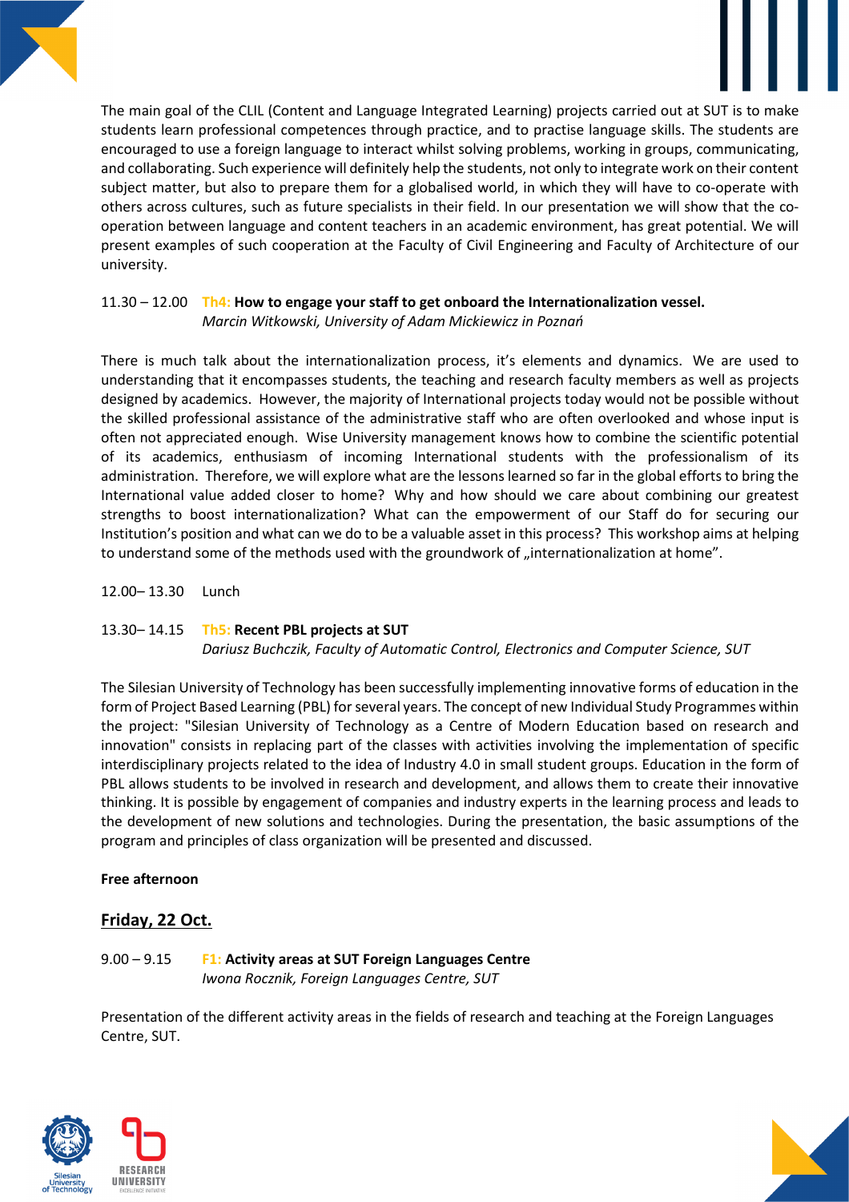The main goal of the CLIL (Content and Language Integrated Learning) projects carried out at SUT is to make students learn professional competences through practice, and to practise language skills. The students are encouraged to use a foreign language to interact whilst solving problems, working in groups, communicating, and collaborating. Such experience will definitely help the students, not only to integrate work on their content subject matter, but also to prepare them for a globalised world, in which they will have to co-operate with others across cultures, such as future specialists in their field. In our presentation we will show that the co-operation between language and content teachers in an academic environment, has great potential. We will present examples of such cooperation at the Faculty of Civil Engineering and Faculty of Architecture of our university.

11.30 – 12.00 **Th4: How to engage your staff to get onboard the Internationalization vessel.**
*Marcin Witkowski, University of Adam Mickiewicz in Poznań*

There is much talk about the internationalization process, it's elements and dynamics. We are used to understanding that it encompasses students, the teaching and research faculty members as well as projects designed by academics. However, the majority of International projects today would not be possible without the skilled professional assistance of the administrative staff who are often overlooked and whose input is often not appreciated enough. Wise University management knows how to combine the scientific potential of its academics, enthusiasm of incoming International students with the professionalism of its administration. Therefore, we will explore what are the lessons learned so far in the global efforts to bring the International value added closer to home? Why and how should we care about combining our greatest strengths to boost internationalization? What can the empowerment of our Staff do for securing our Institution's position and what can we do to be a valuable asset in this process? This workshop aims at helping to understand some of the methods used with the groundwork of „internationalization at home".

12.00– 13.30 Lunch

13.30– 14.15 **Th5: Recent PBL projects at SUT**
*Dariusz Buchczik, Faculty of Automatic Control, Electronics and Computer Science, SUT*

The Silesian University of Technology has been successfully implementing innovative forms of education in the form of Project Based Learning (PBL) for several years. The concept of new Individual Study Programmes within the project: "Silesian University of Technology as a Centre of Modern Education based on research and innovation" consists in replacing part of the classes with activities involving the implementation of specific interdisciplinary projects related to the idea of Industry 4.0 in small student groups. Education in the form of PBL allows students to be involved in research and development, and allows them to create their innovative thinking. It is possible by engagement of companies and industry experts in the learning process and leads to the development of new solutions and technologies. During the presentation, the basic assumptions of the program and principles of class organization will be presented and discussed.

**Free afternoon**

## Friday, 22 Oct.

9.00 – 9.15 **F1: Activity areas at SUT Foreign Languages Centre**
*Iwona Rocznik, Foreign Languages Centre, SUT*

Presentation of the different activity areas in the fields of research and teaching at the Foreign Languages Centre, SUT.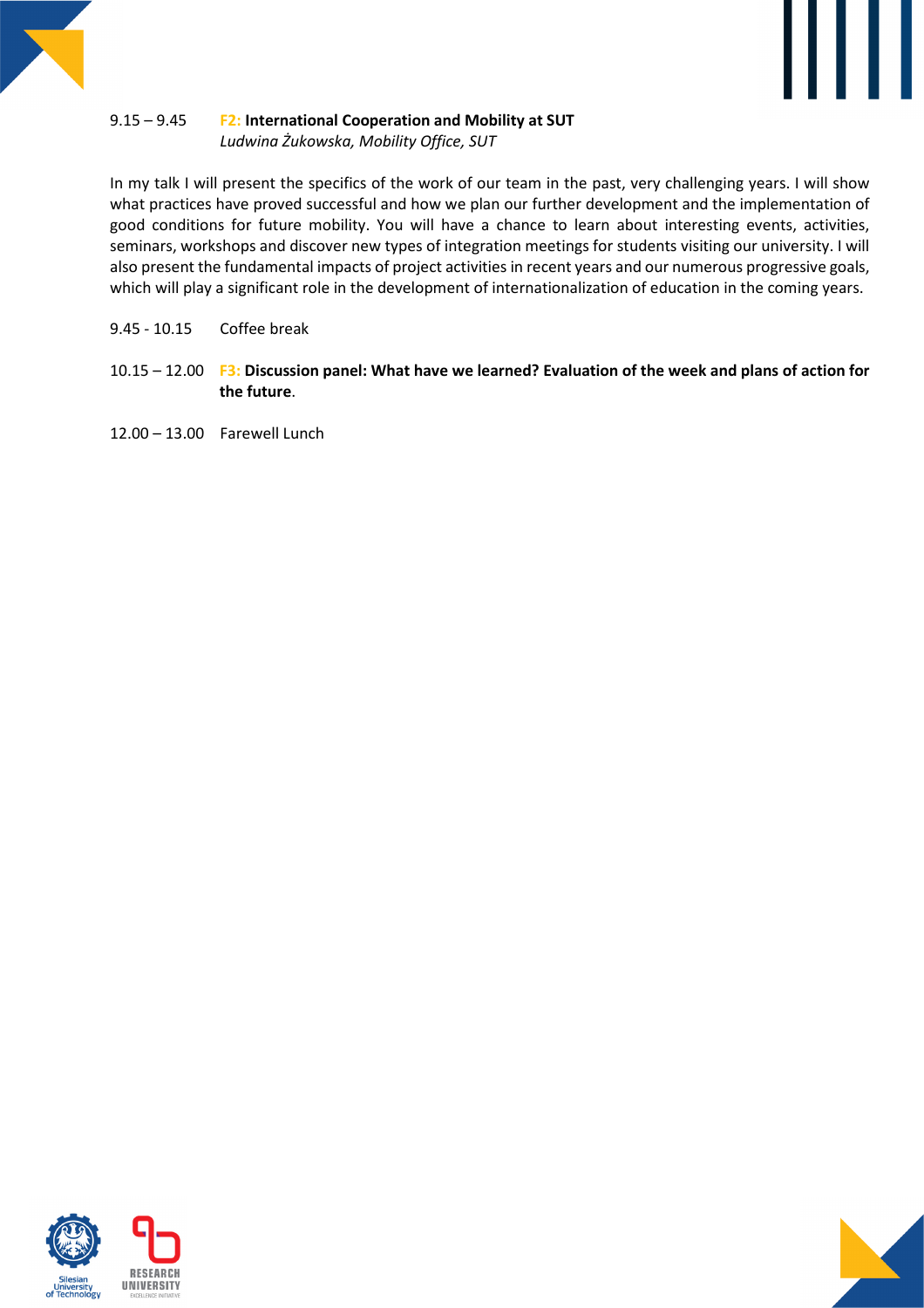9.15 – 9.45 **F2: International Cooperation and Mobility at SUT**
*Ludwina Żukowska, Mobility Office, SUT*

In my talk I will present the specifics of the work of our team in the past, very challenging years. I will show what practices have proved successful and how we plan our further development and the implementation of good conditions for future mobility. You will have a chance to learn about interesting events, activities, seminars, workshops and discover new types of integration meetings for students visiting our university. I will also present the fundamental impacts of project activities in recent years and our numerous progressive goals, which will play a significant role in the development of internationalization of education in the coming years.

9.45 - 10.15 Coffee break

10.15 – 12.00 **F3: Discussion panel: What have we learned? Evaluation of the week and plans of action for the future**.

12.00 – 13.00 Farewell Lunch